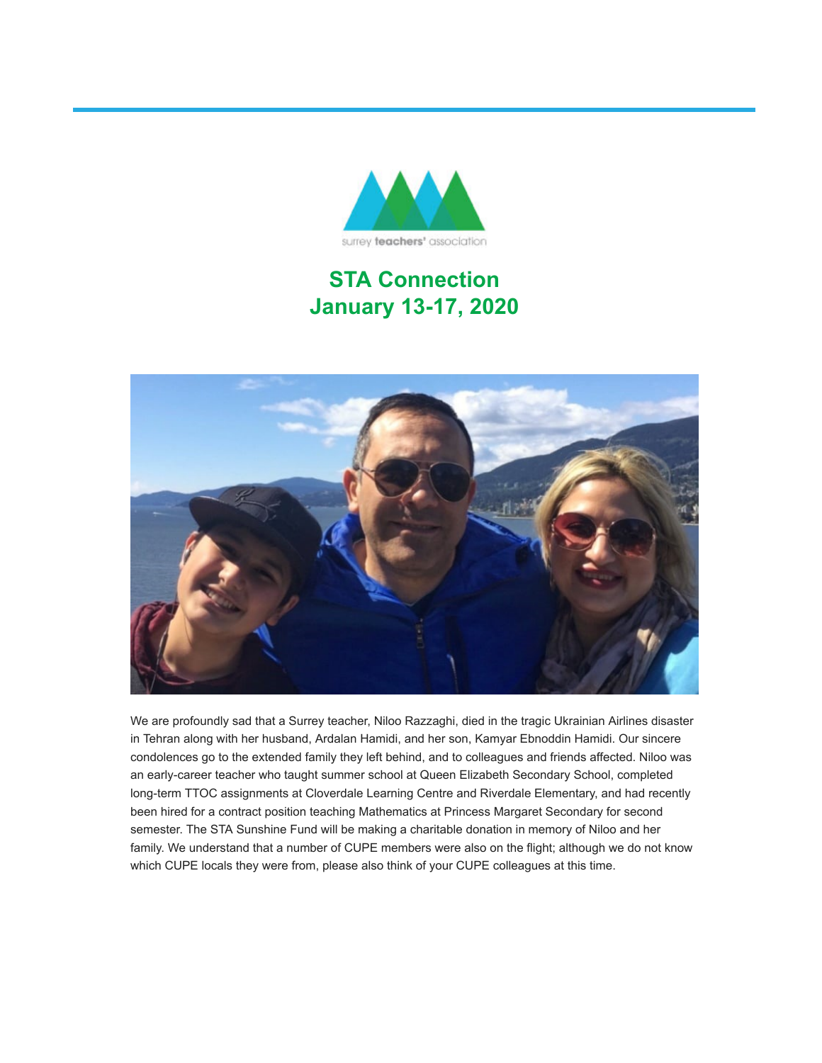surrey **teachers'** association

# STA Connection
# January 13-17, 2020

We are profoundly sad that a Surrey teacher, Niloo Razzaghi, died in the tragic Ukrainian Airlines disaster in Tehran along with her husband, Ardalan Hamidi, and her son, Kamyar Ebnoddin Hamidi. Our sincere condolences go to the extended family they left behind, and to colleagues and friends affected. Niloo was an early-career teacher who taught summer school at Queen Elizabeth Secondary School, completed long-term TTOC assignments at Cloverdale Learning Centre and Riverdale Elementary, and had recently been hired for a contract position teaching Mathematics at Princess Margaret Secondary for second semester. The STA Sunshine Fund will be making a charitable donation in memory of Niloo and her family. We understand that a number of CUPE members were also on the flight; although we do not know which CUPE locals they were from, please also think of your CUPE colleagues at this time.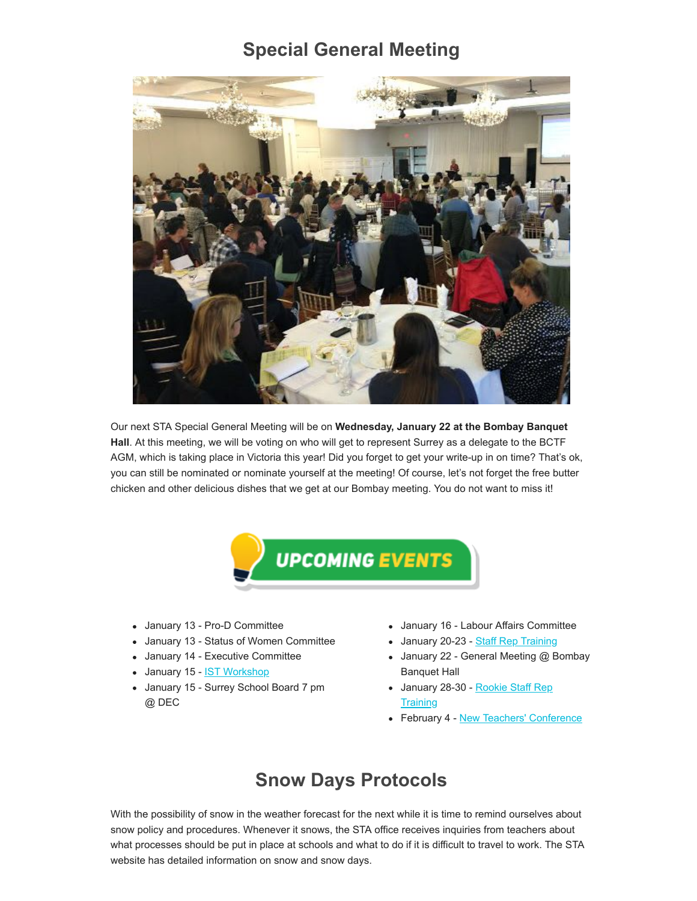# Special General Meeting

Our next STA Special General Meeting will be on **Wednesday, January 22 at the Bombay Banquet Hall**. At this meeting, we will be voting on who will get to represent Surrey as a delegate to the BCTF AGM, which is taking place in Victoria this year! Did you forget to get your write-up in on time? That's ok, you can still be nominated or nominate yourself at the meeting! Of course, let's not forget the free butter chicken and other delicious dishes that we get at our Bombay meeting. You do not want to miss it!

## UPCOMING EVENTS

- January 13 - Pro-D Committee
- January 13 - Status of Women Committee
- January 14 - Executive Committee
- January 15 - IST Workshop
- January 15 - Surrey School Board 7 pm @ DEC
- January 16 - Labour Affairs Committee
- January 20-23 - Staff Rep Training
- January 22 - General Meeting @ Bombay Banquet Hall
- January 28-30 - Rookie Staff Rep Training
- February 4 - New Teachers' Conference

# Snow Days Protocols

With the possibility of snow in the weather forecast for the next while it is time to remind ourselves about snow policy and procedures. Whenever it snows, the STA office receives inquiries from teachers about what processes should be put in place at schools and what to do if it is difficult to travel to work. The STA website has detailed information on snow and snow days.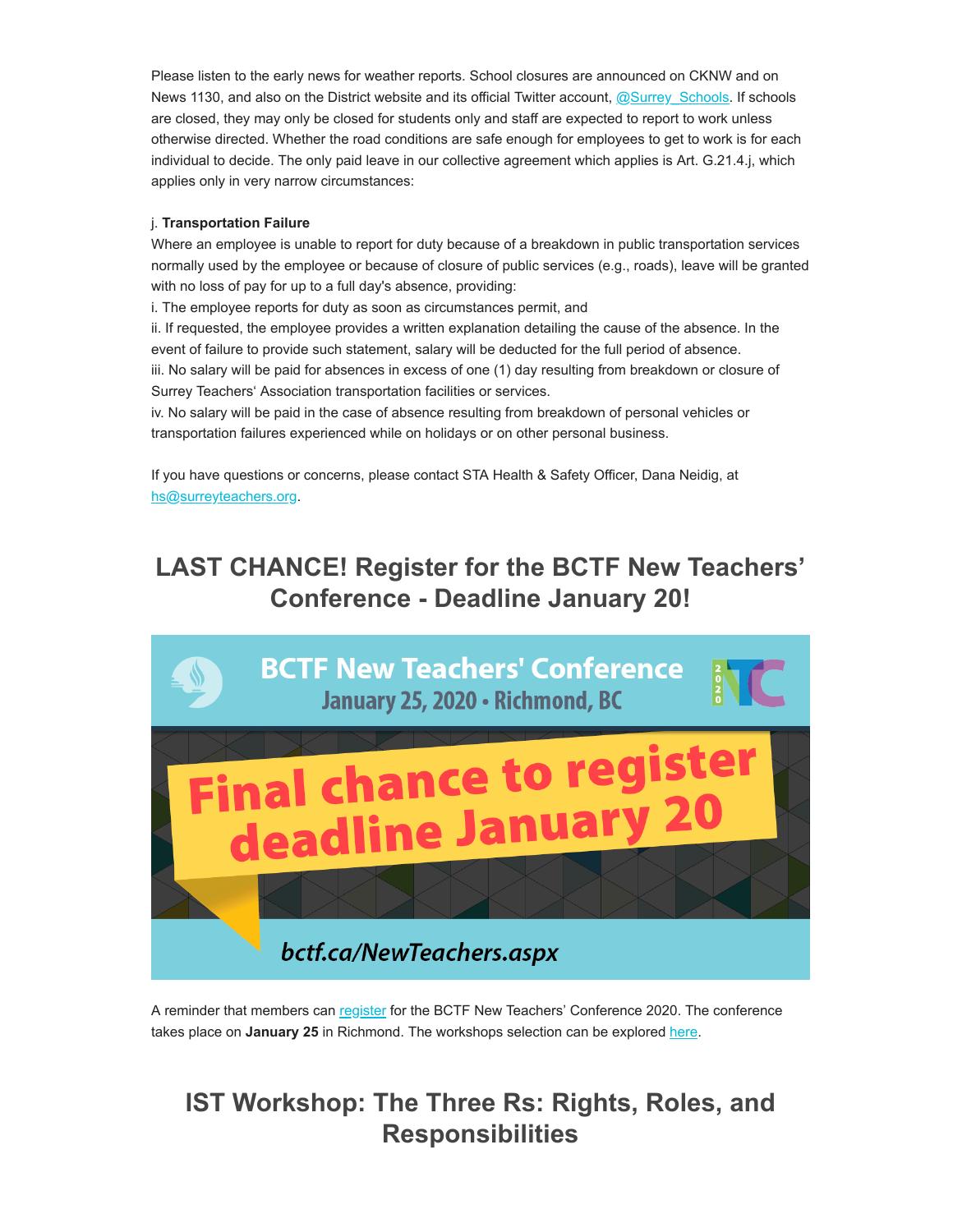Please listen to the early news for weather reports. School closures are announced on CKNW and on News 1130, and also on the District website and its official Twitter account, @Surrey_Schools. If schools are closed, they may only be closed for students only and staff are expected to report to work unless otherwise directed. Whether the road conditions are safe enough for employees to get to work is for each individual to decide. The only paid leave in our collective agreement which applies is Art. G.21.4.j, which applies only in very narrow circumstances:

j. **Transportation Failure**
Where an employee is unable to report for duty because of a breakdown in public transportation services normally used by the employee or because of closure of public services (e.g., roads), leave will be granted with no loss of pay for up to a full day's absence, providing:
i. The employee reports for duty as soon as circumstances permit, and
ii. If requested, the employee provides a written explanation detailing the cause of the absence. In the event of failure to provide such statement, salary will be deducted for the full period of absence.
iii. No salary will be paid for absences in excess of one (1) day resulting from breakdown or closure of Surrey Teachers' Association transportation facilities or services.
iv. No salary will be paid in the case of absence resulting from breakdown of personal vehicles or transportation failures experienced while on holidays or on other personal business.

If you have questions or concerns, please contact STA Health & Safety Officer, Dana Neidig, at hs@surreyteachers.org.

## LAST CHANCE! Register for the BCTF New Teachers' Conference - Deadline January 20!

BCTF New Teachers' Conference
January 25, 2020 • Richmond, BC

Final chance to register deadline January 20

bctf.ca/NewTeachers.aspx

A reminder that members can register for the BCTF New Teachers' Conference 2020. The conference takes place on **January 25** in Richmond. The workshops selection can be explored here.

## IST Workshop: The Three Rs: Rights, Roles, and Responsibilities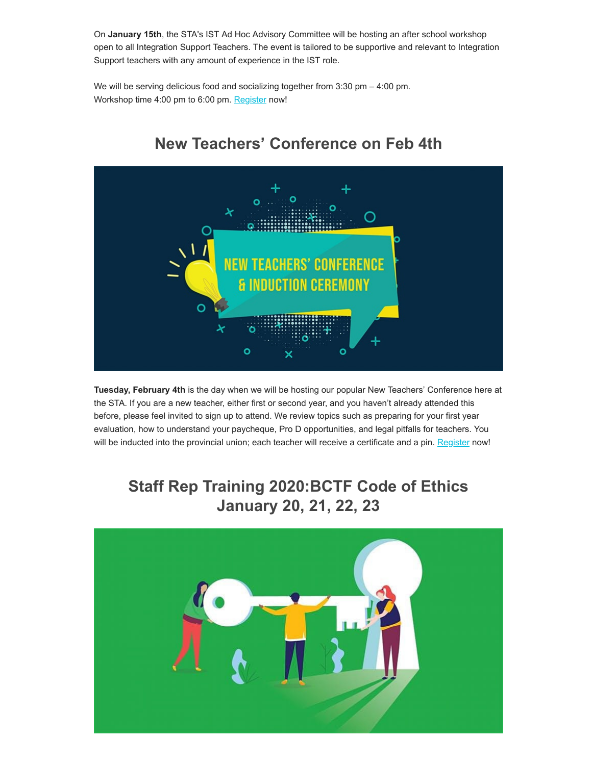On **January 15th**, the STA's IST Ad Hoc Advisory Committee will be hosting an after school workshop open to all Integration Support Teachers. The event is tailored to be supportive and relevant to Integration Support teachers with any amount of experience in the IST role.

We will be serving delicious food and socializing together from 3:30 pm – 4:00 pm.
Workshop time 4:00 pm to 6:00 pm. Register now!

## New Teachers' Conference on Feb 4th

**Tuesday, February 4th** is the day when we will be hosting our popular New Teachers' Conference here at the STA. If you are a new teacher, either first or second year, and you haven't already attended this before, please feel invited to sign up to attend. We review topics such as preparing for your first year evaluation, how to understand your paycheque, Pro D opportunities, and legal pitfalls for teachers. You will be inducted into the provincial union; each teacher will receive a certificate and a pin. Register now!

## Staff Rep Training 2020:BCTF Code of Ethics January 20, 21, 22, 23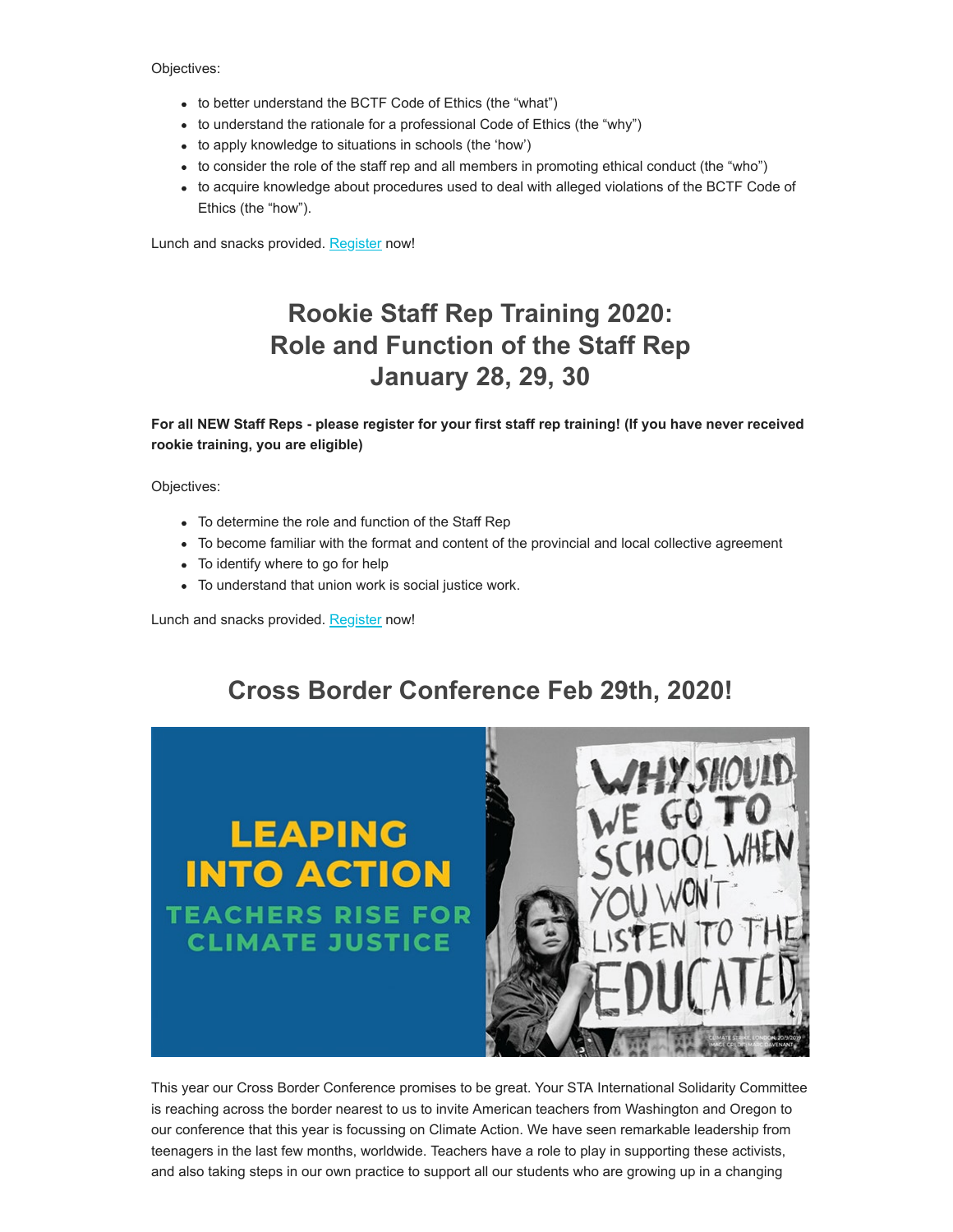Objectives:

- to better understand the BCTF Code of Ethics (the “what”)
- to understand the rationale for a professional Code of Ethics (the “why”)
- to apply knowledge to situations in schools (the ‘how’)
- to consider the role of the staff rep and all members in promoting ethical conduct (the “who”)
- to acquire knowledge about procedures used to deal with alleged violations of the BCTF Code of Ethics (the “how”).

Lunch and snacks provided. Register now!

## Rookie Staff Rep Training 2020: Role and Function of the Staff Rep January 28, 29, 30

**For all NEW Staff Reps - please register for your first staff rep training! (If you have never received rookie training, you are eligible)**

Objectives:

- To determine the role and function of the Staff Rep
- To become familiar with the format and content of the provincial and local collective agreement
- To identify where to go for help
- To understand that union work is social justice work.

Lunch and snacks provided. Register now!

## Cross Border Conference Feb 29th, 2020!

This year our Cross Border Conference promises to be great. Your STA International Solidarity Committee is reaching across the border nearest to us to invite American teachers from Washington and Oregon to our conference that this year is focussing on Climate Action. We have seen remarkable leadership from teenagers in the last few months, worldwide. Teachers have a role to play in supporting these activists, and also taking steps in our own practice to support all our students who are growing up in a changing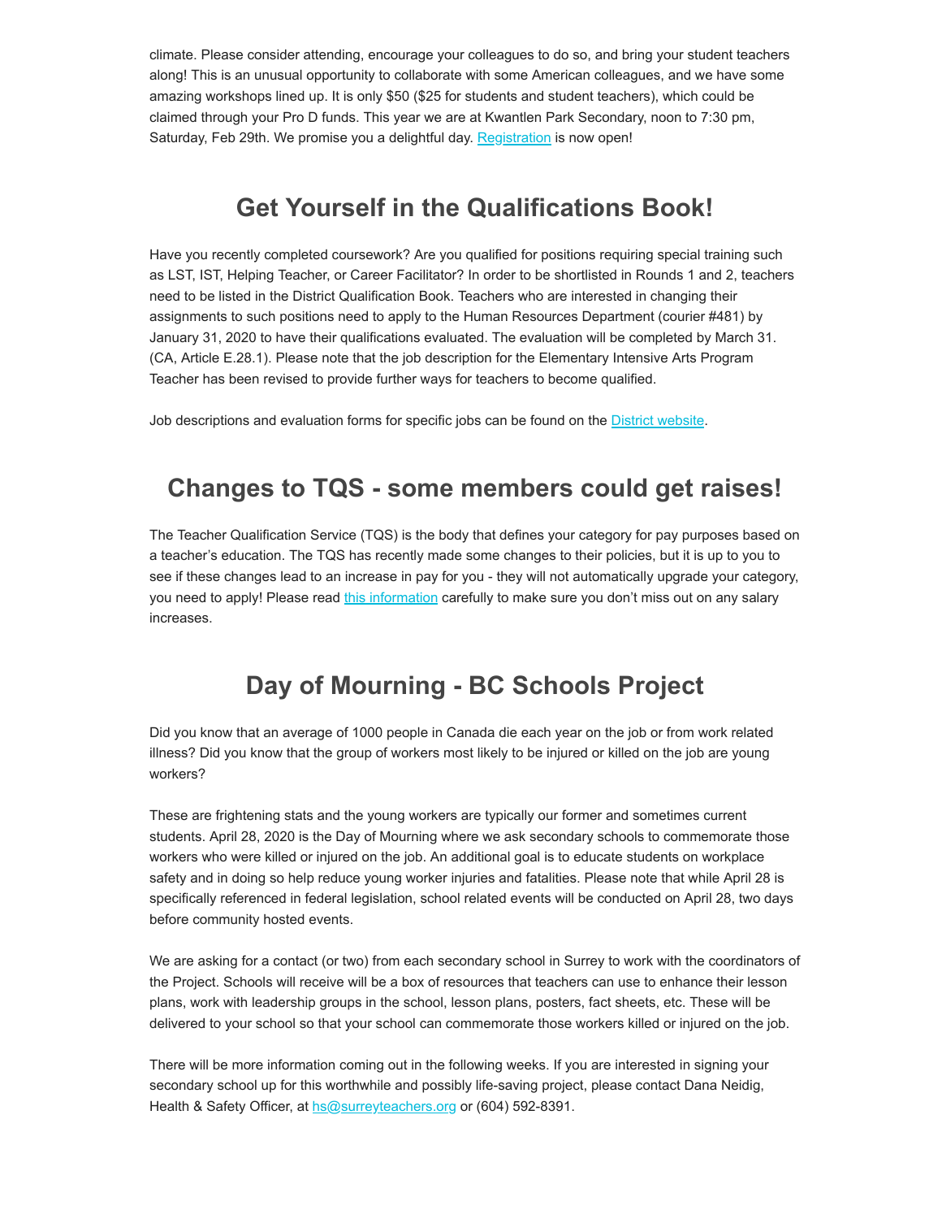climate. Please consider attending, encourage your colleagues to do so, and bring your student teachers along! This is an unusual opportunity to collaborate with some American colleagues, and we have some amazing workshops lined up. It is only $50 ($25 for students and student teachers), which could be claimed through your Pro D funds. This year we are at Kwantlen Park Secondary, noon to 7:30 pm, Saturday, Feb 29th. We promise you a delightful day. Registration is now open!

## Get Yourself in the Qualifications Book!

Have you recently completed coursework? Are you qualified for positions requiring special training such as LST, IST, Helping Teacher, or Career Facilitator? In order to be shortlisted in Rounds 1 and 2, teachers need to be listed in the District Qualification Book. Teachers who are interested in changing their assignments to such positions need to apply to the Human Resources Department (courier #481) by January 31, 2020 to have their qualifications evaluated. The evaluation will be completed by March 31. (CA, Article E.28.1). Please note that the job description for the Elementary Intensive Arts Program Teacher has been revised to provide further ways for teachers to become qualified.

Job descriptions and evaluation forms for specific jobs can be found on the District website.

## Changes to TQS - some members could get raises!

The Teacher Qualification Service (TQS) is the body that defines your category for pay purposes based on a teacher's education. The TQS has recently made some changes to their policies, but it is up to you to see if these changes lead to an increase in pay for you - they will not automatically upgrade your category, you need to apply! Please read this information carefully to make sure you don't miss out on any salary increases.

## Day of Mourning - BC Schools Project

Did you know that an average of 1000 people in Canada die each year on the job or from work related illness? Did you know that the group of workers most likely to be injured or killed on the job are young workers?

These are frightening stats and the young workers are typically our former and sometimes current students. April 28, 2020 is the Day of Mourning where we ask secondary schools to commemorate those workers who were killed or injured on the job. An additional goal is to educate students on workplace safety and in doing so help reduce young worker injuries and fatalities. Please note that while April 28 is specifically referenced in federal legislation, school related events will be conducted on April 28, two days before community hosted events.

We are asking for a contact (or two) from each secondary school in Surrey to work with the coordinators of the Project. Schools will receive will be a box of resources that teachers can use to enhance their lesson plans, work with leadership groups in the school, lesson plans, posters, fact sheets, etc. These will be delivered to your school so that your school can commemorate those workers killed or injured on the job.

There will be more information coming out in the following weeks. If you are interested in signing your secondary school up for this worthwhile and possibly life-saving project, please contact Dana Neidig, Health & Safety Officer, at hs@surreyteachers.org or (604) 592-8391.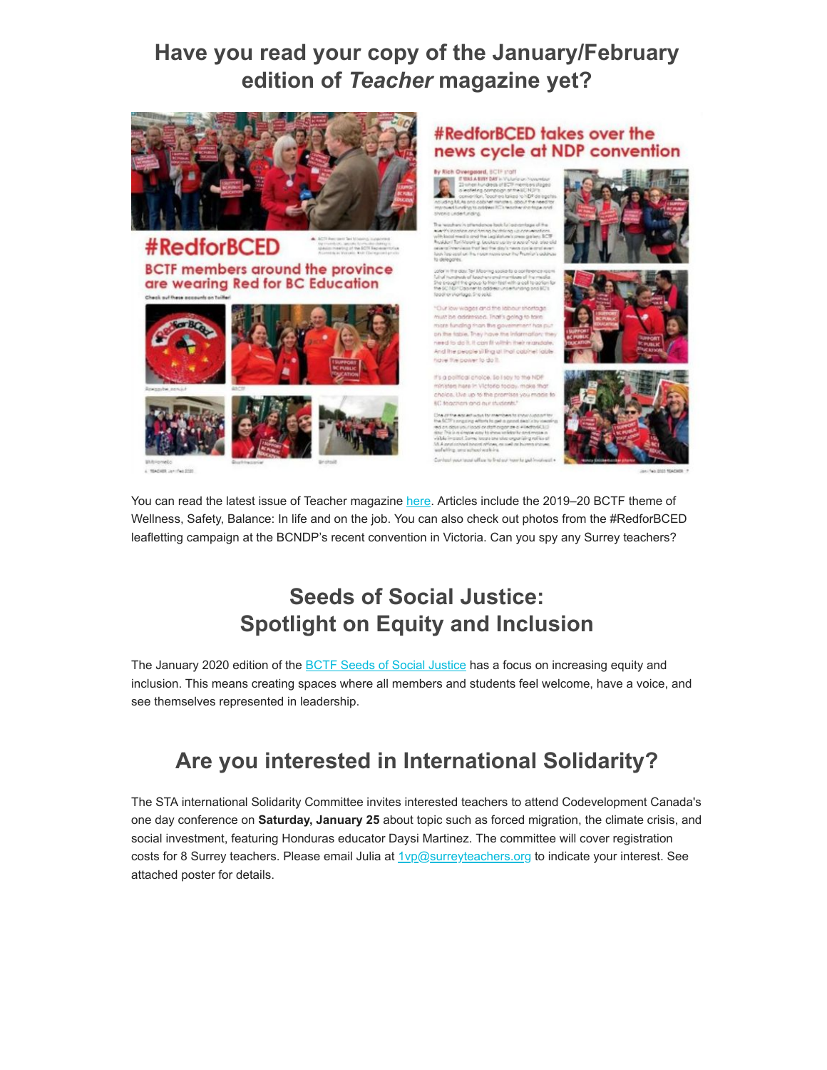## Have you read your copy of the January/February edition of *Teacher* magazine yet?

You can read the latest issue of Teacher magazine here. Articles include the 2019–20 BCTF theme of Wellness, Safety, Balance: In life and on the job. You can also check out photos from the #RedforBCED leafletting campaign at the BCNDP's recent convention in Victoria. Can you spy any Surrey teachers?

## Seeds of Social Justice: Spotlight on Equity and Inclusion

The January 2020 edition of the BCTF Seeds of Social Justice has a focus on increasing equity and inclusion. This means creating spaces where all members and students feel welcome, have a voice, and see themselves represented in leadership.

## Are you interested in International Solidarity?

The STA international Solidarity Committee invites interested teachers to attend Codevelopment Canada's one day conference on **Saturday, January 25** about topic such as forced migration, the climate crisis, and social investment, featuring Honduras educator Daysi Martinez. The committee will cover registration costs for 8 Surrey teachers. Please email Julia at 1vp@surreyteachers.org to indicate your interest. See attached poster for details.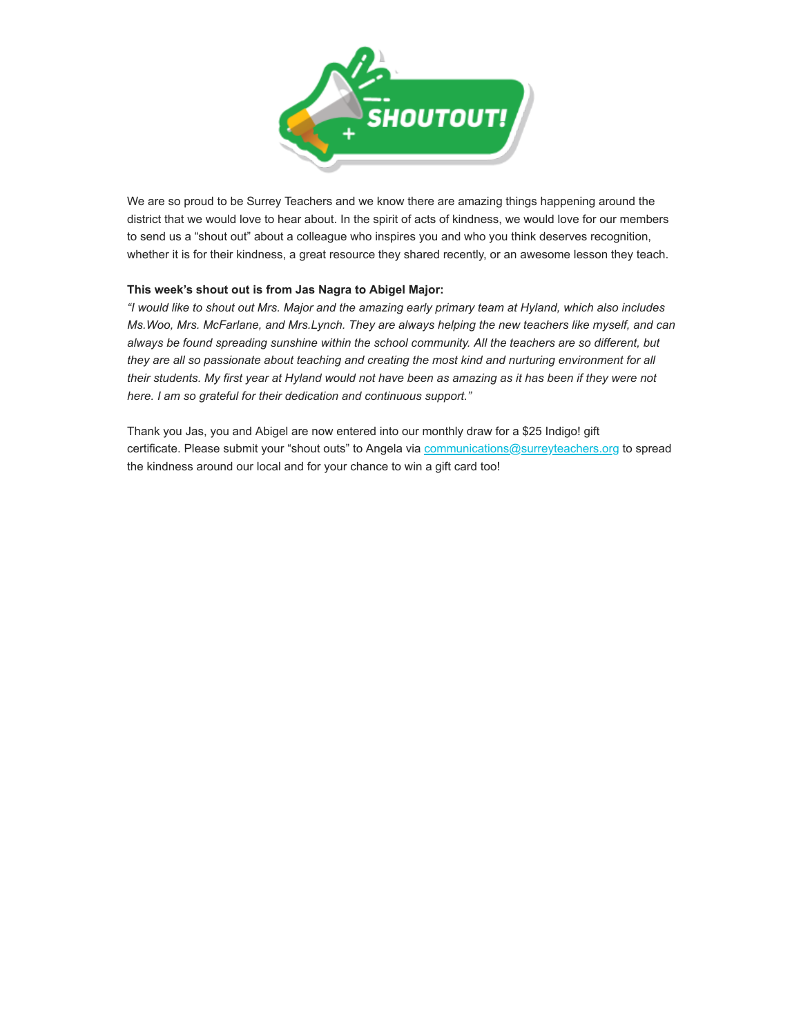SHOUTOUT!

We are so proud to be Surrey Teachers and we know there are amazing things happening around the district that we would love to hear about. In the spirit of acts of kindness, we would love for our members to send us a "shout out" about a colleague who inspires you and who you think deserves recognition, whether it is for their kindness, a great resource they shared recently, or an awesome lesson they teach.

**This week's shout out is from Jas Nagra to Abigel Major:**

*"I would like to shout out Mrs. Major and the amazing early primary team at Hyland, which also includes Ms.Woo, Mrs. McFarlane, and Mrs.Lynch. They are always helping the new teachers like myself, and can always be found spreading sunshine within the school community. All the teachers are so different, but they are all so passionate about teaching and creating the most kind and nurturing environment for all their students. My first year at Hyland would not have been as amazing as it has been if they were not here. I am so grateful for their dedication and continuous support."*

Thank you Jas, you and Abigel are now entered into our monthly draw for a $25 Indigo! gift certificate. Please submit your "shout outs" to Angela via communications@surreyteachers.org to spread the kindness around our local and for your chance to win a gift card too!